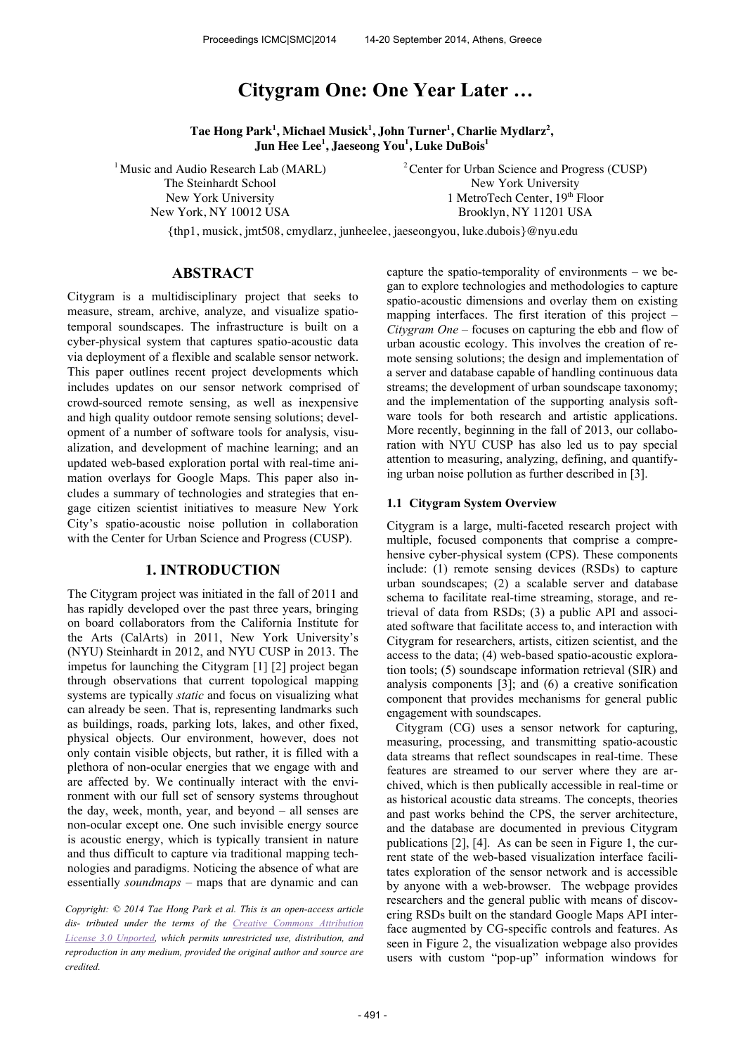# Citygram One: One Year Later …

**Tae Hong Park[1], Michael Musick[1], John Turner[1], Charlie Mydlarz[2], Jun Hee Lee[1], Jaeseong You[1], Luke DuBois[1]**

[1] Music and Audio Research Lab (MARL)
The Steinhardt School
New York University
New York, NY 10012 USA

[2] Center for Urban Science and Progress (CUSP)
New York University
1 MetroTech Center, 19th Floor
Brooklyn, NY 11201 USA

{thp1, musick, jmt508, cmydlarz, junheelee, jaeseongyou, luke.dubois}@nyu.edu

## ABSTRACT

Citygram is a multidisciplinary project that seeks to measure, stream, archive, analyze, and visualize spatio-temporal soundscapes. The infrastructure is built on a cyber-physical system that captures spatio-acoustic data via deployment of a flexible and scalable sensor network. This paper outlines recent project developments which includes updates on our sensor network comprised of crowd-sourced remote sensing, as well as inexpensive and high quality outdoor remote sensing solutions; development of a number of software tools for analysis, visualization, and development of machine learning; and an updated web-based exploration portal with real-time animation overlays for Google Maps. This paper also includes a summary of technologies and strategies that engage citizen scientist initiatives to measure New York City's spatio-acoustic noise pollution in collaboration with the Center for Urban Science and Progress (CUSP).

## 1. INTRODUCTION

The Citygram project was initiated in the fall of 2011 and has rapidly developed over the past three years, bringing on board collaborators from the California Institute for the Arts (CalArts) in 2011, New York University's (NYU) Steinhardt in 2012, and NYU CUSP in 2013. The impetus for launching the Citygram [1] [2] project began through observations that current topological mapping systems are typically *static* and focus on visualizing what can already be seen. That is, representing landmarks such as buildings, roads, parking lots, lakes, and other fixed, physical objects. Our environment, however, does not only contain visible objects, but rather, it is filled with a plethora of non-ocular energies that we engage with and are affected by. We continually interact with the environment with our full set of sensory systems throughout the day, week, month, year, and beyond – all senses are non-ocular except one. One such invisible energy source is acoustic energy, which is typically transient in nature and thus difficult to capture via traditional mapping technologies and paradigms. Noticing the absence of what are essentially *soundmaps* – maps that are dynamic and can capture the spatio-temporality of environments – we began to explore technologies and methodologies to capture spatio-acoustic dimensions and overlay them on existing mapping interfaces. The first iteration of this project – *Citygram One* – focuses on capturing the ebb and flow of urban acoustic ecology. This involves the creation of remote sensing solutions; the design and implementation of a server and database capable of handling continuous data streams; the development of urban soundscape taxonomy; and the implementation of the supporting analysis software tools for both research and artistic applications. More recently, beginning in the fall of 2013, our collaboration with NYU CUSP has also led us to pay special attention to measuring, analyzing, defining, and quantifying urban noise pollution as further described in [3].

*Copyright: © 2014 Tae Hong Park et al. This is an open-access article dis- tributed under the terms of the Creative Commons Attribution License 3.0 Unported, which permits unrestricted use, distribution, and reproduction in any medium, provided the original author and source are credited.*

### 1.1 Citygram System Overview

Citygram is a large, multi-faceted research project with multiple, focused components that comprise a comprehensive cyber-physical system (CPS). These components include: (1) remote sensing devices (RSDs) to capture urban soundscapes; (2) a scalable server and database schema to facilitate real-time streaming, storage, and retrieval of data from RSDs; (3) a public API and associated software that facilitate access to, and interaction with Citygram for researchers, artists, citizen scientist, and the access to the data; (4) web-based spatio-acoustic exploration tools; (5) soundscape information retrieval (SIR) and analysis components [3]; and (6) a creative sonification component that provides mechanisms for general public engagement with soundscapes.

Citygram (CG) uses a sensor network for capturing, measuring, processing, and transmitting spatio-acoustic data streams that reflect soundscapes in real-time. These features are streamed to our server where they are archived, which is then publically accessible in real-time or as historical acoustic data streams. The concepts, theories and past works behind the CPS, the server architecture, and the database are documented in previous Citygram publications [2], [4]. As can be seen in Figure 1, the current state of the web-based visualization interface facilitates exploration of the sensor network and is accessible by anyone with a web-browser. The webpage provides researchers and the general public with means of discovering RSDs built on the standard Google Maps API interface augmented by CG-specific controls and features. As seen in Figure 2, the visualization webpage also provides users with custom "pop-up" information windows for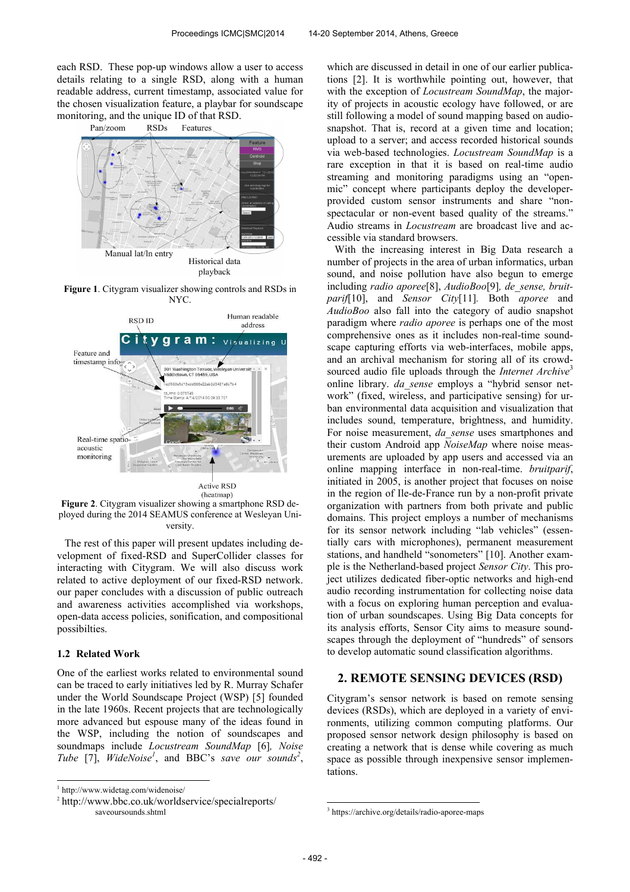each RSD. These pop-up windows allow a user to access details relating to a single RSD, along with a human readable address, current timestamp, associated value for the chosen visualization feature, a playbar for soundscape monitoring, and the unique ID of that RSD.

**Figure 1**. Citygram visualizer showing controls and RSDs in NYC.

**Figure 2**. Citygram visualizer showing a smartphone RSD deployed during the 2014 SEAMUS conference at Wesleyan University.

The rest of this paper will present updates including development of fixed-RSD and SuperCollider classes for interacting with Citygram. We will also discuss work related to active deployment of our fixed-RSD network. our paper concludes with a discussion of public outreach and awareness activities accomplished via workshops, open-data access policies, sonification, and compositional possibilties.

### 1.2 Related Work

One of the earliest works related to environmental sound can be traced to early initiatives led by R. Murray Schafer under the World Soundscape Project (WSP) [5] founded in the late 1960s. Recent projects that are technologically more advanced but espouse many of the ideas found in the WSP, including the notion of soundscapes and soundmaps include *Locustream SoundMap* [6]*, Noise Tube* [7], *WideNoise*[1], and BBC's *save our sounds*[2], which are discussed in detail in one of our earlier publications [2]. It is worthwhile pointing out, however, that with the exception of *Locustream SoundMap*, the majority of projects in acoustic ecology have followed, or are still following a model of sound mapping based on audio-snapshot. That is, record at a given time and location; upload to a server; and access recorded historical sounds via web-based technologies. *Locustream SoundMap* is a rare exception in that it is based on real-time audio streaming and monitoring paradigms using an "open-mic" concept where participants deploy the developer-provided custom sensor instruments and share "non-spectacular or non-event based quality of the streams." Audio streams in *Locustream* are broadcast live and accessible via standard browsers.

With the increasing interest in Big Data research a number of projects in the area of urban informatics, urban sound, and noise pollution have also begun to emerge including *radio aporee*[8], *AudioBoo*[9]*, de_sense, bruitparif*[10], and *Sensor City*[11]*.* Both *aporee* and *AudioBoo* also fall into the category of audio snapshot paradigm where *radio aporee* is perhaps one of the most comprehensive ones as it includes non-real-time soundscape capturing efforts via web-interfaces, mobile apps, and an archival mechanism for storing all of its crowd-sourced audio file uploads through the *Internet Archive*[3] online library. *da_sense* employs a "hybrid sensor network" (fixed, wireless, and participative sensing) for urban environmental data acquisition and visualization that includes sound, temperature, brightness, and humidity. For noise measurement, *da_sense* uses smartphones and their custom Android app *NoiseMap* where noise measurements are uploaded by app users and accessed via an online mapping interface in non-real-time. *bruitparif*, initiated in 2005, is another project that focuses on noise in the region of Ile-de-France run by a non-profit private organization with partners from both private and public domains. This project employs a number of mechanisms for its sensor network including "lab vehicles" (essentially cars with microphones), permanent measurement stations, and handheld "sonometers" [10]. Another example is the Netherland-based project *Sensor City*. This project utilizes dedicated fiber-optic networks and high-end audio recording instrumentation for collecting noise data with a focus on exploring human perception and evaluation of urban soundscapes. Using Big Data concepts for its analysis efforts, Sensor City aims to measure soundscapes through the deployment of "hundreds" of sensors to develop automatic sound classification algorithms.

## 2. REMOTE SENSING DEVICES (RSD)

Citygram's sensor network is based on remote sensing devices (RSDs), which are deployed in a variety of environments, utilizing common computing platforms. Our proposed sensor network design philosophy is based on creating a network that is dense while covering as much space as possible through inexpensive sensor implementations.

[1] http://www.widetag.com/widenoise/

[2] http://www.bbc.co.uk/worldservice/specialreports/saveoursounds.shtml

[3] https://archive.org/details/radio-aporee-maps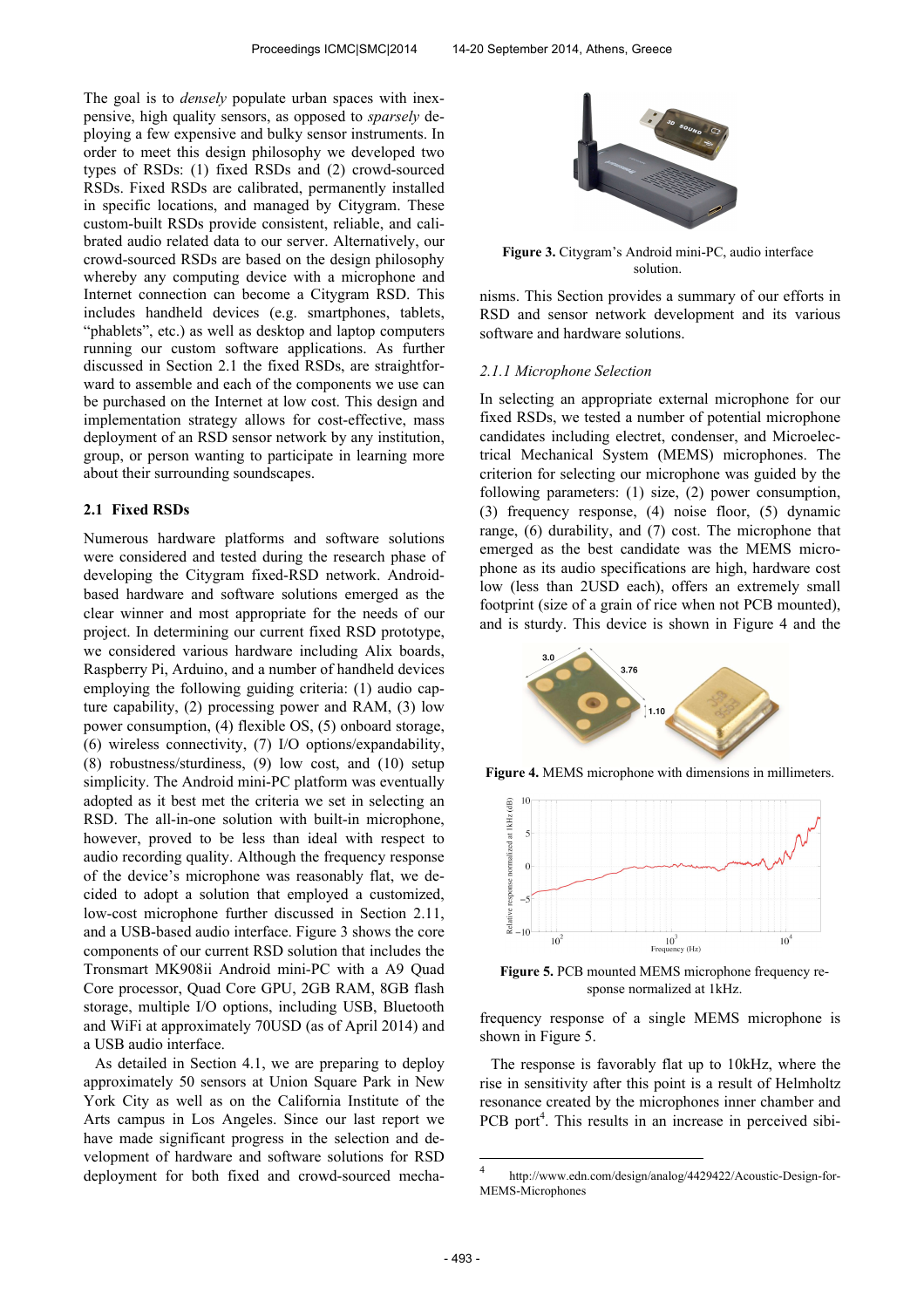The goal is to *densely* populate urban spaces with inexpensive, high quality sensors, as opposed to *sparsely* deploying a few expensive and bulky sensor instruments. In order to meet this design philosophy we developed two types of RSDs: (1) fixed RSDs and (2) crowd-sourced RSDs. Fixed RSDs are calibrated, permanently installed in specific locations, and managed by Citygram. These custom-built RSDs provide consistent, reliable, and calibrated audio related data to our server. Alternatively, our crowd-sourced RSDs are based on the design philosophy whereby any computing device with a microphone and Internet connection can become a Citygram RSD. This includes handheld devices (e.g. smartphones, tablets, "phablets", etc.) as well as desktop and laptop computers running our custom software applications. As further discussed in Section 2.1 the fixed RSDs, are straightforward to assemble and each of the components we use can be purchased on the Internet at low cost. This design and implementation strategy allows for cost-effective, mass deployment of an RSD sensor network by any institution, group, or person wanting to participate in learning more about their surrounding soundscapes.

### 2.1 Fixed RSDs

Numerous hardware platforms and software solutions were considered and tested during the research phase of developing the Citygram fixed-RSD network. Android-based hardware and software solutions emerged as the clear winner and most appropriate for the needs of our project. In determining our current fixed RSD prototype, we considered various hardware including Alix boards, Raspberry Pi, Arduino, and a number of handheld devices employing the following guiding criteria: (1) audio capture capability, (2) processing power and RAM, (3) low power consumption, (4) flexible OS, (5) onboard storage, (6) wireless connectivity, (7) I/O options/expandability, (8) robustness/sturdiness, (9) low cost, and (10) setup simplicity. The Android mini-PC platform was eventually adopted as it best met the criteria we set in selecting an RSD. The all-in-one solution with built-in microphone, however, proved to be less than ideal with respect to audio recording quality. Although the frequency response of the device's microphone was reasonably flat, we decided to adopt a solution that employed a customized, low-cost microphone further discussed in Section 2.11, and a USB-based audio interface. Figure 3 shows the core components of our current RSD solution that includes the Tronsmart MK908ii Android mini-PC with a A9 Quad Core processor, Quad Core GPU, 2GB RAM, 8GB flash storage, multiple I/O options, including USB, Bluetooth and WiFi at approximately 70USD (as of April 2014) and a USB audio interface.

As detailed in Section 4.1, we are preparing to deploy approximately 50 sensors at Union Square Park in New York City as well as on the California Institute of the Arts campus in Los Angeles. Since our last report we have made significant progress in the selection and development of hardware and software solutions for RSD deployment for both fixed and crowd-sourced mechanisms. This Section provides a summary of our efforts in RSD and sensor network development and its various software and hardware solutions.

**Figure 3.** Citygram's Android mini-PC, audio interface solution.

#### 2.1.1 Microphone Selection

In selecting an appropriate external microphone for our fixed RSDs, we tested a number of potential microphone candidates including electret, condenser, and Microelectrical Mechanical System (MEMS) microphones. The criterion for selecting our microphone was guided by the following parameters: (1) size, (2) power consumption, (3) frequency response, (4) noise floor, (5) dynamic range, (6) durability, and (7) cost. The microphone that emerged as the best candidate was the MEMS microphone as its audio specifications are high, hardware cost low (less than 2USD each), offers an extremely small footprint (size of a grain of rice when not PCB mounted), and is sturdy. This device is shown in Figure 4 and the frequency response of a single MEMS microphone is shown in Figure 5.

**Figure 4.** MEMS microphone with dimensions in millimeters.

**Figure 5.** PCB mounted MEMS microphone frequency response normalized at 1kHz.

The response is favorably flat up to 10kHz, where the rise in sensitivity after this point is a result of Helmholtz resonance created by the microphones inner chamber and PCB port[4]. This results in an increase in perceived sibi-

---

[4] http://www.edn.com/design/analog/4429422/Acoustic-Design-for-MEMS-Microphones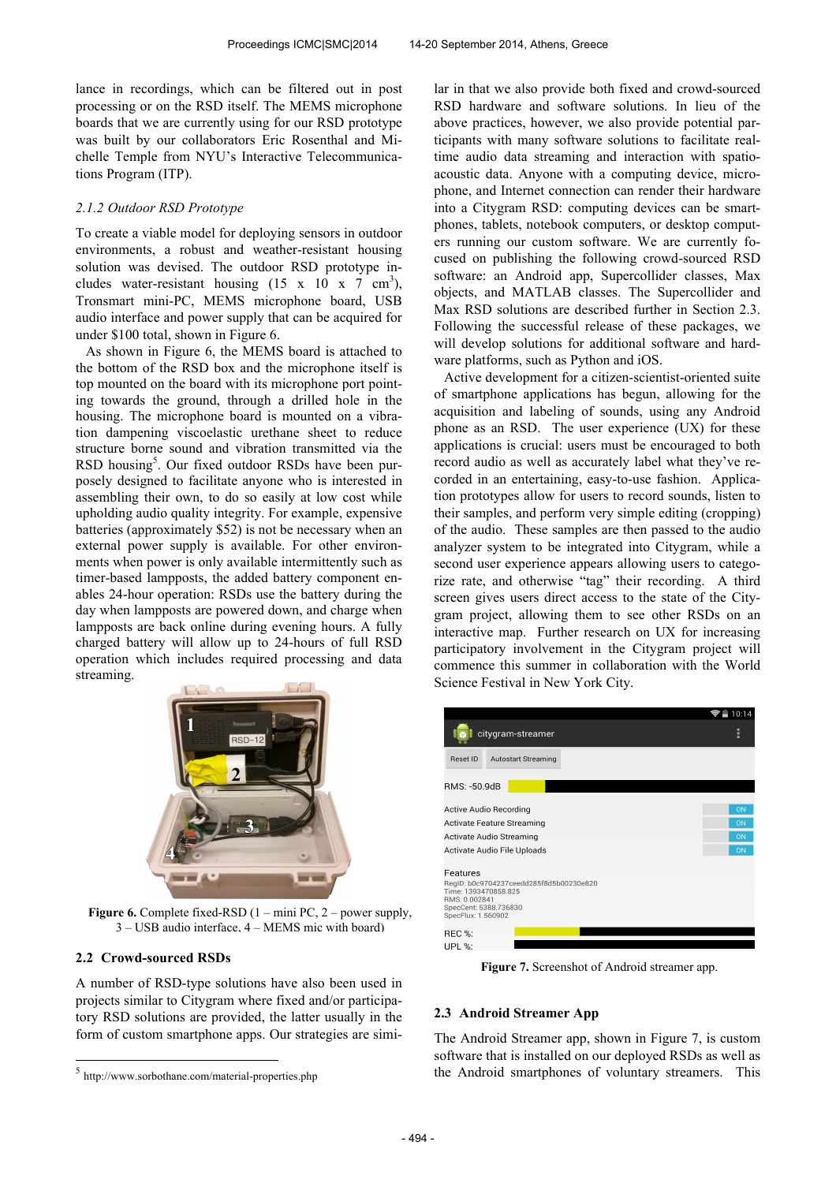lance in recordings, which can be filtered out in post processing or on the RSD itself. The MEMS microphone boards that we are currently using for our RSD prototype was built by our collaborators Eric Rosenthal and Michelle Temple from NYU's Interactive Telecommunications Program (ITP).

### *2.1.2 Outdoor RSD Prototype*

To create a viable model for deploying sensors in outdoor environments, a robust and weather-resistant housing solution was devised. The outdoor RSD prototype includes water-resistant housing (15 x 10 x 7 $cm^3$), Tronsmart mini-PC, MEMS microphone board, USB audio interface and power supply that can be acquired for under $100 total, shown in Figure 6.

As shown in Figure 6, the MEMS board is attached to the bottom of the RSD box and the microphone itself is top mounted on the board with its microphone port pointing towards the ground, through a drilled hole in the housing. The microphone board is mounted on a vibration dampening viscoelastic urethane sheet to reduce structure borne sound and vibration transmitted via the RSD housing[5]. Our fixed outdoor RSDs have been purposely designed to facilitate anyone who is interested in assembling their own, to do so easily at low cost while upholding audio quality integrity. For example, expensive batteries (approximately $52) is not be necessary when an external power supply is available. For other environments when power is only available intermittently such as timer-based lampposts, the added battery component enables 24-hour operation: RSDs use the battery during the day when lampposts are powered down, and charge when lampposts are back online during evening hours. A fully charged battery will allow up to 24-hours of full RSD operation which includes required processing and data streaming.

**Figure 6.** Complete fixed-RSD (1 – mini PC, 2 – power supply, 3 – USB audio interface, 4 – MEMS mic with board)

## 2.2 Crowd-sourced RSDs

A number of RSD-type solutions have also been used in projects similar to Citygram where fixed and/or participatory RSD solutions are provided, the latter usually in the form of custom smartphone apps. Our strategies are similar in that we also provide both fixed and crowd-sourced RSD hardware and software solutions. In lieu of the above practices, however, we also provide potential participants with many software solutions to facilitate real-time audio data streaming and interaction with spatio-acoustic data. Anyone with a computing device, microphone, and Internet connection can render their hardware into a Citygram RSD: computing devices can be smartphones, tablets, notebook computers, or desktop computers running our custom software. We are currently focused on publishing the following crowd-sourced RSD software: an Android app, Supercollider classes, Max objects, and MATLAB classes. The Supercollider and Max RSD solutions are described further in Section 2.3. Following the successful release of these packages, we will develop solutions for additional software and hardware platforms, such as Python and iOS.

Active development for a citizen-scientist-oriented suite of smartphone applications has begun, allowing for the acquisition and labeling of sounds, using any Android phone as an RSD. The user experience (UX) for these applications is crucial: users must be encouraged to both record audio as well as accurately label what they've recorded in an entertaining, easy-to-use fashion. Application prototypes allow for users to record sounds, listen to their samples, and perform very simple editing (cropping) of the audio. These samples are then passed to the audio analyzer system to be integrated into Citygram, while a second user experience appears allowing users to categorize rate, and otherwise "tag" their recording. A third screen gives users direct access to the state of the Citygram project, allowing them to see other RSDs on an interactive map. Further research on UX for increasing participatory involvement in the Citygram project will commence this summer in collaboration with the World Science Festival in New York City.

**Figure 7.** Screenshot of Android streamer app.

## 2.3 Android Streamer App

The Android Streamer app, shown in Figure 7, is custom software that is installed on our deployed RSDs as well as the Android smartphones of voluntary streamers. This

[5] http://www.sorbothane.com/material-properties.php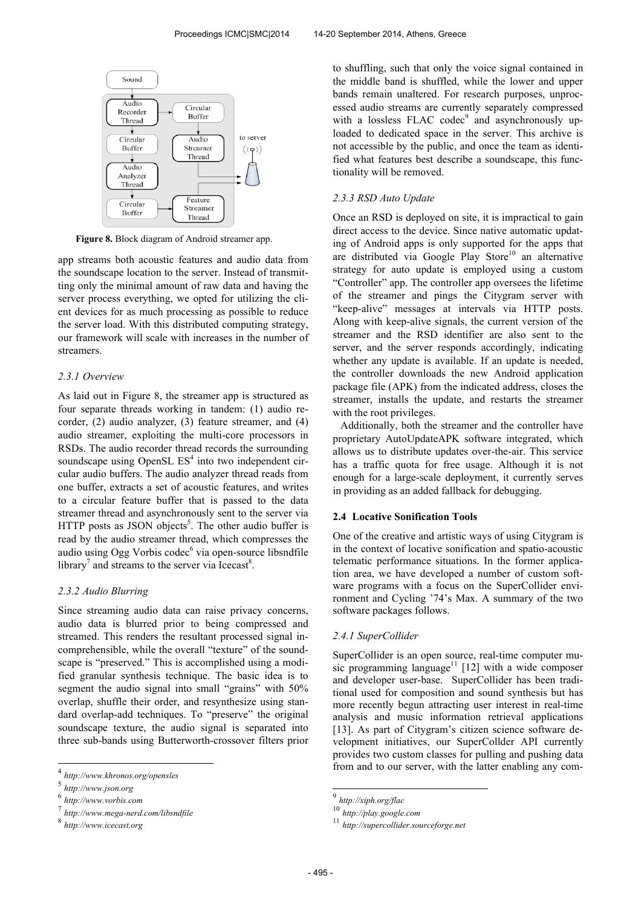Figure 8. Block diagram of Android streamer app.

app streams both acoustic features and audio data from the soundscape location to the server. Instead of transmitting only the minimal amount of raw data and having the server process everything, we opted for utilizing the client devices for as much processing as possible to reduce the server load. With this distributed computing strategy, our framework will scale with increases in the number of streamers.

#### 2.3.1 Overview

As laid out in Figure 8, the streamer app is structured as four separate threads working in tandem: (1) audio recorder, (2) audio analyzer, (3) feature streamer, and (4) audio streamer, exploiting the multi-core processors in RSDs. The audio recorder thread records the surrounding soundscape using OpenSL ES[4] into two independent circular audio buffers. The audio analyzer thread reads from one buffer, extracts a set of acoustic features, and writes to a circular feature buffer that is passed to the data streamer thread and asynchronously sent to the server via HTTP posts as JSON objects[5]. The other audio buffer is read by the audio streamer thread, which compresses the audio using Ogg Vorbis codec[6] via open-source libsndfile library[7] and streams to the server via Icecast[8].

#### 2.3.2 Audio Blurring

Since streaming audio data can raise privacy concerns, audio data is blurred prior to being compressed and streamed. This renders the resultant processed signal incomprehensible, while the overall "texture" of the soundscape is "preserved." This is accomplished using a modified granular synthesis technique. The basic idea is to segment the audio signal into small "grains" with 50% overlap, shuffle their order, and resynthesize using standard overlap-add techniques. To "preserve" the original soundscape texture, the audio signal is separated into three sub-bands using Butterworth-crossover filters prior to shuffling, such that only the voice signal contained in the middle band is shuffled, while the lower and upper bands remain unaltered. For research purposes, unprocessed audio streams are currently separately compressed with a lossless FLAC codec[9] and asynchronously uploaded to dedicated space in the server. This archive is not accessible by the public, and once the team as identified what features best describe a soundscape, this functionality will be removed.

#### 2.3.3 RSD Auto Update

Once an RSD is deployed on site, it is impractical to gain direct access to the device. Since native automatic updating of Android apps is only supported for the apps that are distributed via Google Play Store[10] an alternative strategy for auto update is employed using a custom "Controller" app. The controller app oversees the lifetime of the streamer and pings the Citygram server with "keep-alive" messages at intervals via HTTP posts. Along with keep-alive signals, the current version of the streamer and the RSD identifier are also sent to the server, and the server responds accordingly, indicating whether any update is available. If an update is needed, the controller downloads the new Android application package file (APK) from the indicated address, closes the streamer, installs the update, and restarts the streamer with the root privileges.

Additionally, both the streamer and the controller have proprietary AutoUpdateAPK software integrated, which allows us to distribute updates over-the-air. This service has a traffic quota for free usage. Although it is not enough for a large-scale deployment, it currently serves in providing as an added fallback for debugging.

### 2.4 Locative Sonification Tools

One of the creative and artistic ways of using Citygram is in the context of locative sonification and spatio-acoustic telematic performance situations. In the former application area, we have developed a number of custom software programs with a focus on the SuperCollider environment and Cycling '74's Max. A summary of the two software packages follows.

#### 2.4.1 SuperCollider

SuperCollider is an open source, real-time computer music programming language[11] [12] with a wide composer and developer user-base. SuperCollider has been traditional used for composition and sound synthesis but has more recently begun attracting user interest in real-time analysis and music information retrieval applications [13]. As part of Citygram's citizen science software development initiatives, our SuperCollder API currently provides two custom classes for pulling and pushing data from and to our server, with the latter enabling any com-

---

[4] http://www.khronos.org/opensles
[5] http://www.json.org
[6] http://www.vorbis.com
[7] http://www.mega-nerd.com/libsndfile
[8] http://www.icecast.org
[9] http://xiph.org/flac
[10] http://play.google.com
[11] http://supercollider.sourceforge.net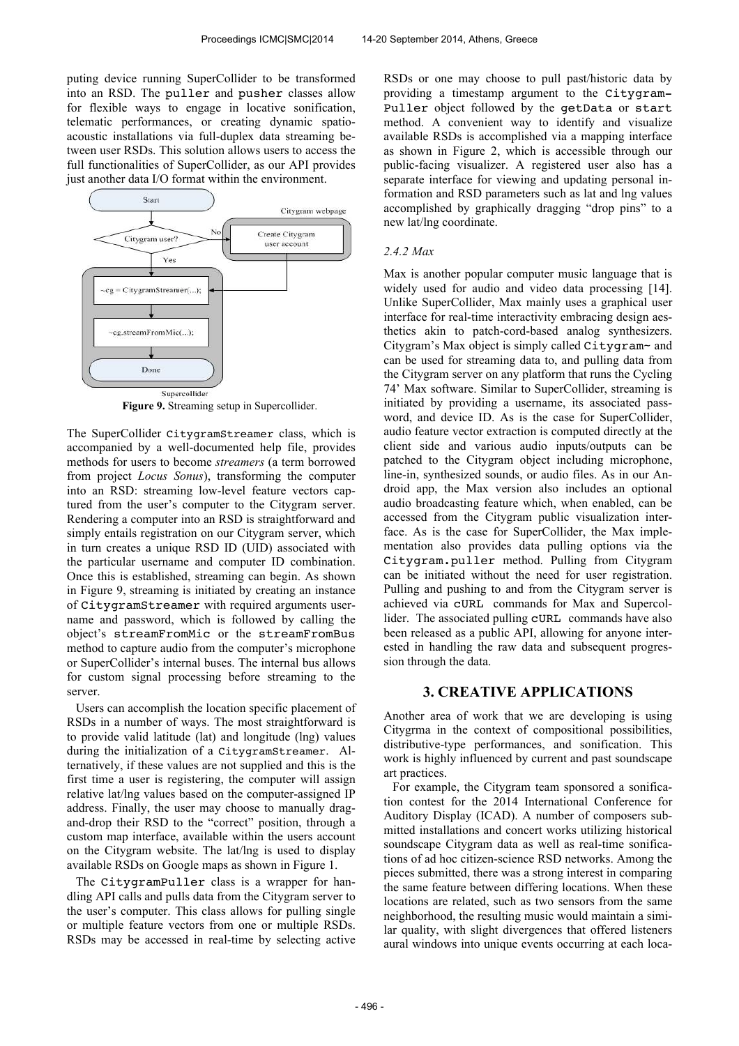puting device running SuperCollider to be transformed into an RSD. The puller and pusher classes allow for flexible ways to engage in locative sonification, telematic performances, or creating dynamic spatio-acoustic installations via full-duplex data streaming between user RSDs. This solution allows users to access the full functionalities of SuperCollider, as our API provides just another data I/O format within the environment.

**Figure 9.** Streaming setup in Supercollider.

The SuperCollider CitygramStreamer class, which is accompanied by a well-documented help file, provides methods for users to become *streamers* (a term borrowed from project *Locus Sonus*), transforming the computer into an RSD: streaming low-level feature vectors captured from the user's computer to the Citygram server. Rendering a computer into an RSD is straightforward and simply entails registration on our Citygram server, which in turn creates a unique RSD ID (UID) associated with the particular username and computer ID combination. Once this is established, streaming can begin. As shown in Figure 9, streaming is initiated by creating an instance of CitygramStreamer with required arguments username and password, which is followed by calling the object's streamFromMic or the streamFromBus method to capture audio from the computer's microphone or SuperCollider's internal buses. The internal bus allows for custom signal processing before streaming to the server.

Users can accomplish the location specific placement of RSDs in a number of ways. The most straightforward is to provide valid latitude (lat) and longitude (lng) values during the initialization of a CitygramStreamer. Alternatively, if these values are not supplied and this is the first time a user is registering, the computer will assign relative lat/lng values based on the computer-assigned IP address. Finally, the user may choose to manually drag-and-drop their RSD to the "correct" position, through a custom map interface, available within the users account on the Citygram website. The lat/lng is used to display available RSDs on Google maps as shown in Figure 1.

The CitygramPuller class is a wrapper for handling API calls and pulls data from the Citygram server to the user's computer. This class allows for pulling single or multiple feature vectors from one or multiple RSDs. RSDs may be accessed in real-time by selecting active RSDs or one may choose to pull past/historic data by providing a timestamp argument to the Citygram-Puller object followed by the getData or start method. A convenient way to identify and visualize available RSDs is accomplished via a mapping interface as shown in Figure 2, which is accessible through our public-facing visualizer. A registered user also has a separate interface for viewing and updating personal information and RSD parameters such as lat and lng values accomplished by graphically dragging "drop pins" to a new lat/lng coordinate.

### *2.4.2 Max*

Max is another popular computer music language that is widely used for audio and video data processing [14]. Unlike SuperCollider, Max mainly uses a graphical user interface for real-time interactivity embracing design aesthetics akin to patch-cord-based analog synthesizers. Citygram's Max object is simply called Citygram~ and can be used for streaming data to, and pulling data from the Citygram server on any platform that runs the Cycling 74' Max software. Similar to SuperCollider, streaming is initiated by providing a username, its associated password, and device ID. As is the case for SuperCollider, audio feature vector extraction is computed directly at the client side and various audio inputs/outputs can be patched to the Citygram object including microphone, line-in, synthesized sounds, or audio files. As in our Android app, the Max version also includes an optional audio broadcasting feature which, when enabled, can be accessed from the Citygram public visualization interface. As is the case for SuperCollider, the Max implementation also provides data pulling options via the Citygram.puller method. Pulling from Citygram can be initiated without the need for user registration. Pulling and pushing to and from the Citygram server is achieved via cURL commands for Max and Supercollider. The associated pulling cURL commands have also been released as a public API, allowing for anyone interested in handling the raw data and subsequent progression through the data.

## 3. CREATIVE APPLICATIONS

Another area of work that we are developing is using Citygrma in the context of compositional possibilities, distributive-type performances, and sonification. This work is highly influenced by current and past soundscape art practices.

For example, the Citygram team sponsored a sonification contest for the 2014 International Conference for Auditory Display (ICAD). A number of composers submitted installations and concert works utilizing historical soundscape Citygram data as well as real-time sonifications of ad hoc citizen-science RSD networks. Among the pieces submitted, there was a strong interest in comparing the same feature between differing locations. When these locations are related, such as two sensors from the same neighborhood, the resulting music would maintain a similar quality, with slight divergences that offered listeners aural windows into unique events occurring at each loca-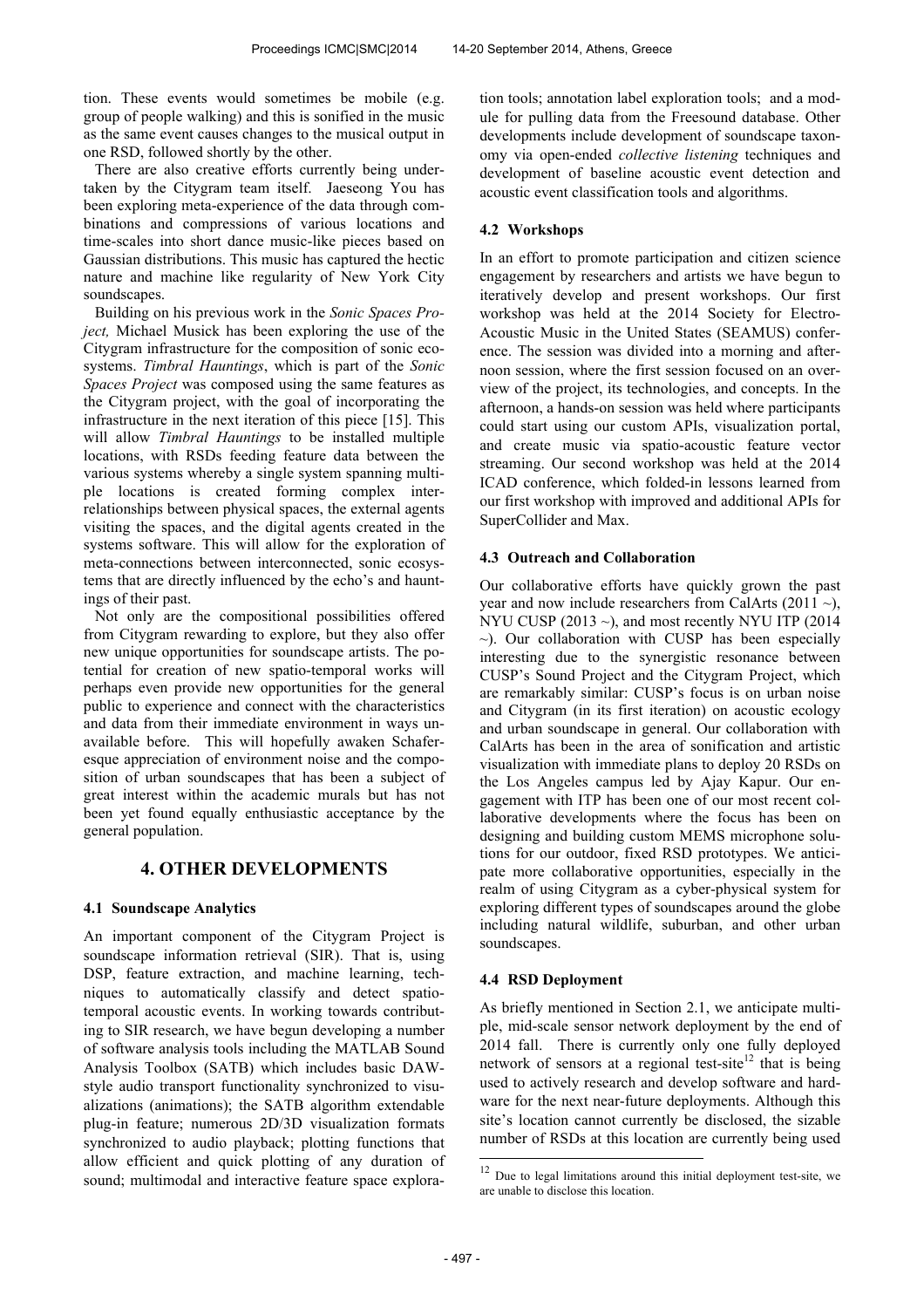tion. These events would sometimes be mobile (e.g. group of people walking) and this is sonified in the music as the same event causes changes to the musical output in one RSD, followed shortly by the other.

There are also creative efforts currently being undertaken by the Citygram team itself. Jaeseong You has been exploring meta-experience of the data through combinations and compressions of various locations and time-scales into short dance music-like pieces based on Gaussian distributions. This music has captured the hectic nature and machine like regularity of New York City soundscapes.

Building on his previous work in the *Sonic Spaces Project,* Michael Musick has been exploring the use of the Citygram infrastructure for the composition of sonic ecosystems. *Timbral Hauntings*, which is part of the *Sonic Spaces Project* was composed using the same features as the Citygram project, with the goal of incorporating the infrastructure in the next iteration of this piece [15]. This will allow *Timbral Hauntings* to be installed multiple locations, with RSDs feeding feature data between the various systems whereby a single system spanning multiple locations is created forming complex inter-relationships between physical spaces, the external agents visiting the spaces, and the digital agents created in the systems software. This will allow for the exploration of meta-connections between interconnected, sonic ecosystems that are directly influenced by the echo's and hauntings of their past.

Not only are the compositional possibilities offered from Citygram rewarding to explore, but they also offer new unique opportunities for soundscape artists. The potential for creation of new spatio-temporal works will perhaps even provide new opportunities for the general public to experience and connect with the characteristics and data from their immediate environment in ways unavailable before. This will hopefully awaken Schafer-esque appreciation of environment noise and the composition of urban soundscapes that has been a subject of great interest within the academic murals but has not been yet found equally enthusiastic acceptance by the general population.

## 4. OTHER DEVELOPMENTS

### 4.1 Soundscape Analytics

An important component of the Citygram Project is soundscape information retrieval (SIR). That is, using DSP, feature extraction, and machine learning, techniques to automatically classify and detect spatio-temporal acoustic events. In working towards contributing to SIR research, we have begun developing a number of software analysis tools including the MATLAB Sound Analysis Toolbox (SATB) which includes basic DAW-style audio transport functionality synchronized to visualizations (animations); the SATB algorithm extendable plug-in feature; numerous 2D/3D visualization formats synchronized to audio playback; plotting functions that allow efficient and quick plotting of any duration of sound; multimodal and interactive feature space exploration tools; annotation label exploration tools; and a module for pulling data from the Freesound database. Other developments include development of soundscape taxonomy via open-ended *collective listening* techniques and development of baseline acoustic event detection and acoustic event classification tools and algorithms.

### 4.2 Workshops

In an effort to promote participation and citizen science engagement by researchers and artists we have begun to iteratively develop and present workshops. Our first workshop was held at the 2014 Society for Electro-Acoustic Music in the United States (SEAMUS) conference. The session was divided into a morning and afternoon session, where the first session focused on an overview of the project, its technologies, and concepts. In the afternoon, a hands-on session was held where participants could start using our custom APIs, visualization portal, and create music via spatio-acoustic feature vector streaming. Our second workshop was held at the 2014 ICAD conference, which folded-in lessons learned from our first workshop with improved and additional APIs for SuperCollider and Max.

### 4.3 Outreach and Collaboration

Our collaborative efforts have quickly grown the past year and now include researchers from CalArts (2011 ~), NYU CUSP (2013 ~), and most recently NYU ITP (2014 ~). Our collaboration with CUSP has been especially interesting due to the synergistic resonance between CUSP's Sound Project and the Citygram Project, which are remarkably similar: CUSP's focus is on urban noise and Citygram (in its first iteration) on acoustic ecology and urban soundscape in general. Our collaboration with CalArts has been in the area of sonification and artistic visualization with immediate plans to deploy 20 RSDs on the Los Angeles campus led by Ajay Kapur. Our engagement with ITP has been one of our most recent collaborative developments where the focus has been on designing and building custom MEMS microphone solutions for our outdoor, fixed RSD prototypes. We anticipate more collaborative opportunities, especially in the realm of using Citygram as a cyber-physical system for exploring different types of soundscapes around the globe including natural wildlife, suburban, and other urban soundscapes.

### 4.4 RSD Deployment

As briefly mentioned in Section 2.1, we anticipate multiple, mid-scale sensor network deployment by the end of 2014 fall. There is currently only one fully deployed network of sensors at a regional test-site[12] that is being used to actively research and develop software and hardware for the next near-future deployments. Although this site's location cannot currently be disclosed, the sizable number of RSDs at this location are currently being used

[12] Due to legal limitations around this initial deployment test-site, we are unable to disclose this location.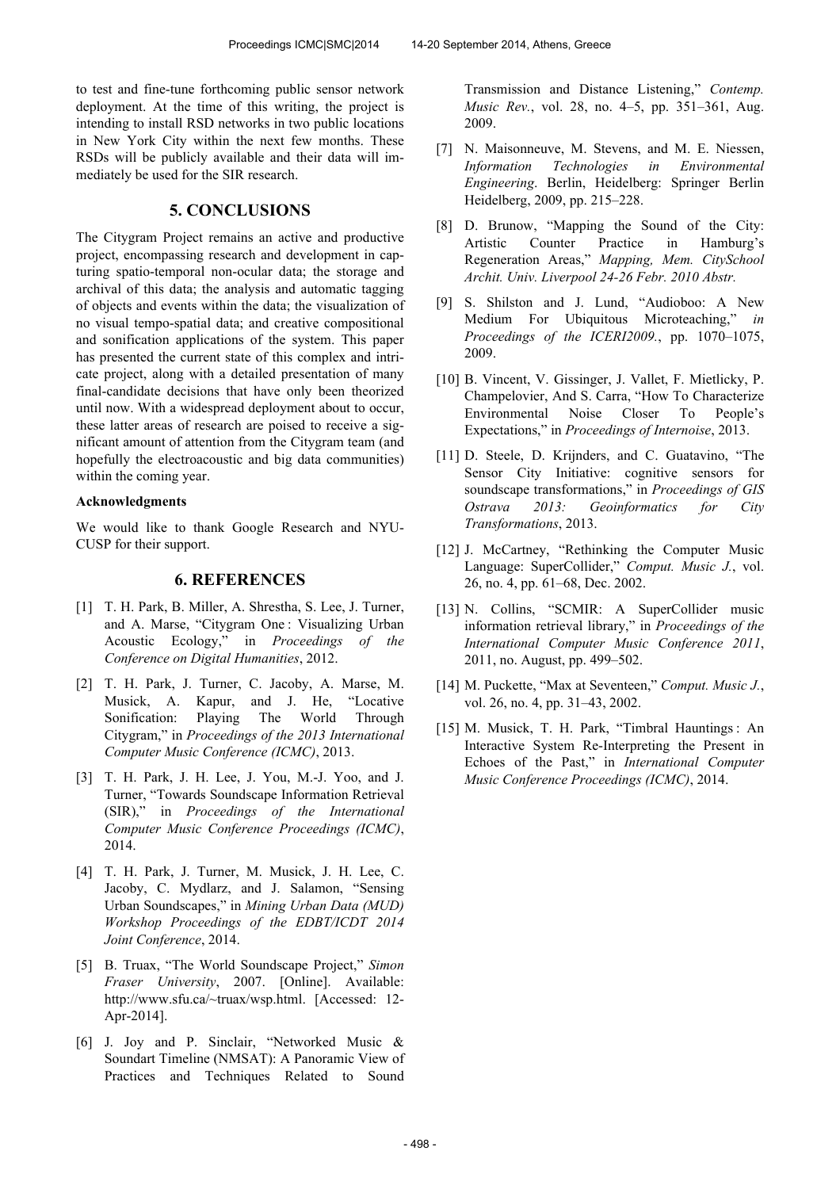to test and fine-tune forthcoming public sensor network deployment. At the time of this writing, the project is intending to install RSD networks in two public locations in New York City within the next few months. These RSDs will be publicly available and their data will immediately be used for the SIR research.

## 5. CONCLUSIONS

The Citygram Project remains an active and productive project, encompassing research and development in capturing spatio-temporal non-ocular data; the storage and archival of this data; the analysis and automatic tagging of objects and events within the data; the visualization of no visual tempo-spatial data; and creative compositional and sonification applications of the system. This paper has presented the current state of this complex and intricate project, along with a detailed presentation of many final-candidate decisions that have only been theorized until now. With a widespread deployment about to occur, these latter areas of research are poised to receive a significant amount of attention from the Citygram team (and hopefully the electroacoustic and big data communities) within the coming year.

**Acknowledgments**

We would like to thank Google Research and NYU-CUSP for their support.

## 6. REFERENCES

[1] T. H. Park, B. Miller, A. Shrestha, S. Lee, J. Turner, and A. Marse, "Citygram One : Visualizing Urban Acoustic Ecology," in *Proceedings of the Conference on Digital Humanities*, 2012.

[2] T. H. Park, J. Turner, C. Jacoby, A. Marse, M. Musick, A. Kapur, and J. He, "Locative Sonification: Playing The World Through Citygram," in *Proceedings of the 2013 International Computer Music Conference (ICMC)*, 2013.

[3] T. H. Park, J. H. Lee, J. You, M.-J. Yoo, and J. Turner, "Towards Soundscape Information Retrieval (SIR)," in *Proceedings of the International Computer Music Conference Proceedings (ICMC)*, 2014.

[4] T. H. Park, J. Turner, M. Musick, J. H. Lee, C. Jacoby, C. Mydlarz, and J. Salamon, "Sensing Urban Soundscapes," in *Mining Urban Data (MUD) Workshop Proceedings of the EDBT/ICDT 2014 Joint Conference*, 2014.

[5] B. Truax, "The World Soundscape Project," *Simon Fraser University*, 2007. [Online]. Available: http://www.sfu.ca/~truax/wsp.html. [Accessed: 12-Apr-2014].

[6] J. Joy and P. Sinclair, "Networked Music & Soundart Timeline (NMSAT): A Panoramic View of Practices and Techniques Related to Sound Transmission and Distance Listening," *Contemp. Music Rev.*, vol. 28, no. 4–5, pp. 351–361, Aug. 2009.

[7] N. Maisonneuve, M. Stevens, and M. E. Niessen, *Information Technologies in Environmental Engineering*. Berlin, Heidelberg: Springer Berlin Heidelberg, 2009, pp. 215–228.

[8] D. Brunow, "Mapping the Sound of the City: Artistic Counter Practice in Hamburg's Regeneration Areas," *Mapping, Mem. CitySchool Archit. Univ. Liverpool 24-26 Febr. 2010 Abstr.*

[9] S. Shilston and J. Lund, "Audioboo: A New Medium For Ubiquitous Microteaching," *in Proceedings of the ICERI2009.*, pp. 1070–1075, 2009.

[10] B. Vincent, V. Gissinger, J. Vallet, F. Mietlicky, P. Champelovier, And S. Carra, "How To Characterize Environmental Noise Closer To People's Expectations," in *Proceedings of Internoise*, 2013.

[11] D. Steele, D. Krijnders, and C. Guatavino, "The Sensor City Initiative: cognitive sensors for soundscape transformations," in *Proceedings of GIS Ostrava 2013: Geoinformatics for City Transformations*, 2013.

[12] J. McCartney, "Rethinking the Computer Music Language: SuperCollider," *Comput. Music J.*, vol. 26, no. 4, pp. 61–68, Dec. 2002.

[13] N. Collins, "SCMIR: A SuperCollider music information retrieval library," in *Proceedings of the International Computer Music Conference 2011*, 2011, no. August, pp. 499–502.

[14] M. Puckette, "Max at Seventeen," *Comput. Music J.*, vol. 26, no. 4, pp. 31–43, 2002.

[15] M. Musick, T. H. Park, "Timbral Hauntings : An Interactive System Re-Interpreting the Present in Echoes of the Past," in *International Computer Music Conference Proceedings (ICMC)*, 2014.